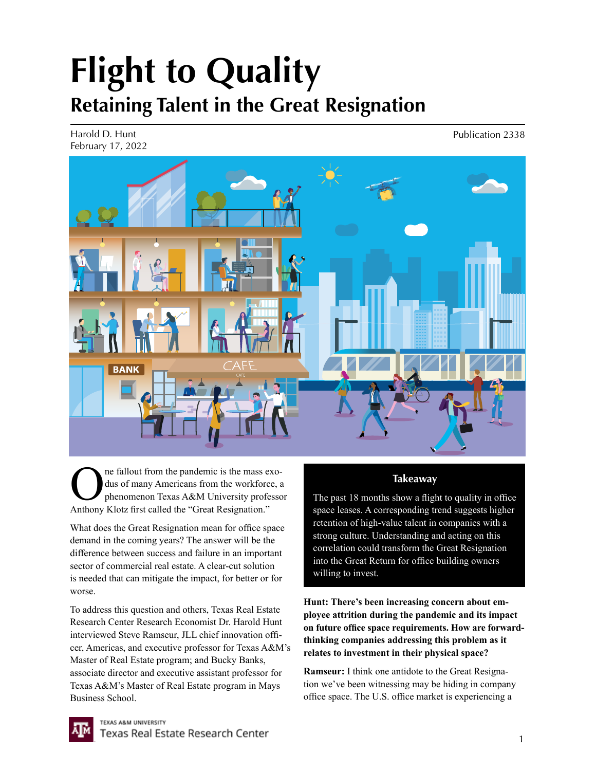# Flight to Quality

## Retaining Talent in the Great Resignation

Harold D. Hunt
February 17, 2022

Publication 2338

One fallout from the pandemic is the mass exodus of many Americans from the workforce, a phenomenon Texas A&M University professor Anthony Klotz first called the "Great Resignation."

What does the Great Resignation mean for office space demand in the coming years? The answer will be the difference between success and failure in an important sector of commercial real estate. A clear-cut solution is needed that can mitigate the impact, for better or for worse.

To address this question and others, Texas Real Estate Research Center Research Economist Dr. Harold Hunt interviewed Steve Ramseur, JLL chief innovation officer, Americas, and executive professor for Texas A&M's Master of Real Estate program; and Bucky Banks, associate director and executive assistant professor for Texas A&M's Master of Real Estate program in Mays Business School.

> **Takeaway**
>
> The past 18 months show a flight to quality in office space leases. A corresponding trend suggests higher retention of high-value talent in companies with a strong culture. Understanding and acting on this correlation could transform the Great Resignation into the Great Return for office building owners willing to invest.

**Hunt: There's been increasing concern about employee attrition during the pandemic and its impact on future office space requirements. How are forward-thinking companies addressing this problem as it relates to investment in their physical space?**

**Ramseur:** I think one antidote to the Great Resignation we've been witnessing may be hiding in company office space. The U.S. office market is experiencing a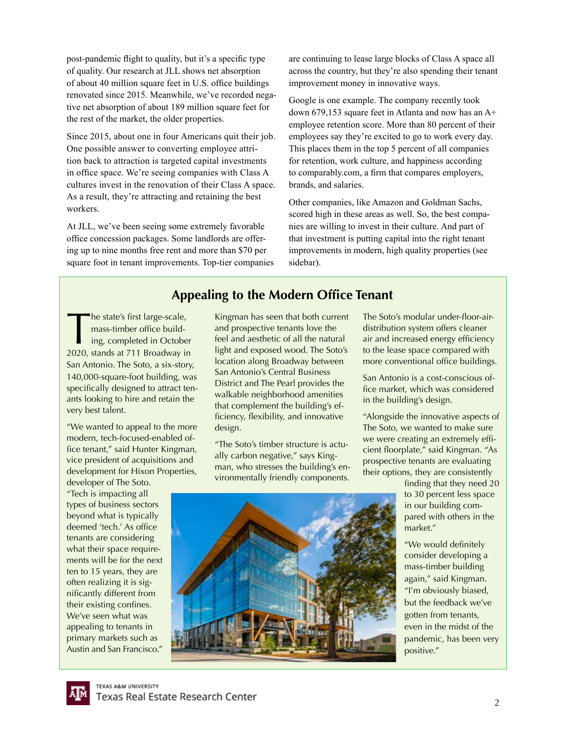post-pandemic flight to quality, but it's a specific type of quality. Our research at JLL shows net absorption of about 40 million square feet in U.S. office buildings renovated since 2015. Meanwhile, we've recorded negative net absorption of about 189 million square feet for the rest of the market, the older properties.

Since 2015, about one in four Americans quit their job. One possible answer to converting employee attrition back to attraction is targeted capital investments in office space. We're seeing companies with Class A cultures invest in the renovation of their Class A space. As a result, they're attracting and retaining the best workers.

At JLL, we've been seeing some extremely favorable office concession packages. Some landlords are offering up to nine months free rent and more than $70 per square foot in tenant improvements. Top-tier companies are continuing to lease large blocks of Class A space all across the country, but they're also spending their tenant improvement money in innovative ways.

Google is one example. The company recently took down 679,153 square feet in Atlanta and now has an A+ employee retention score. More than 80 percent of their employees say they're excited to go to work every day. This places them in the top 5 percent of all companies for retention, work culture, and happiness according to comparably.com, a firm that compares employers, brands, and salaries.

Other companies, like Amazon and Goldman Sachs, scored high in these areas as well. So, the best companies are willing to invest in their culture. And part of that investment is putting capital into the right tenant improvements in modern, high quality properties (see sidebar).

## Appealing to the Modern Office Tenant

The state's first large-scale, mass-timber office building, completed in October 2020, stands at 711 Broadway in San Antonio. The Soto, a six-story, 140,000-square-foot building, was specifically designed to attract tenants looking to hire and retain the very best talent.

"We wanted to appeal to the more modern, tech-focused-enabled office tenant," said Hunter Kingman, vice president of acquisitions and development for Hixon Properties, developer of The Soto. "Tech is impacting all types of business sectors beyond what is typically deemed 'tech.' As office tenants are considering what their space requirements will be for the next ten to 15 years, they are often realizing it is significantly different from their existing confines. We've seen what was appealing to tenants in primary markets such as Austin and San Francisco."

Kingman has seen that both current and prospective tenants love the feel and aesthetic of all the natural light and exposed wood. The Soto's location along Broadway between San Antonio's Central Business District and The Pearl provides the walkable neighborhood amenities that complement the building's efficiency, flexibility, and innovative design.

"The Soto's timber structure is actually carbon negative," says Kingman, who stresses the building's environmentally friendly components.

The Soto's modular under-floor-air-distribution system offers cleaner air and increased energy efficiency to the lease space compared with more conventional office buildings.

San Antonio is a cost-conscious office market, which was considered in the building's design.

"Alongside the innovative aspects of The Soto, we wanted to make sure we were creating an extremely efficient floorplate," said Kingman. "As prospective tenants are evaluating their options, they are consistently finding that they need 20 to 30 percent less space in our building compared with others in the market."

"We would definitely consider developing a mass-timber building again," said Kingman. "I'm obviously biased, but the feedback we've gotten from tenants, even in the midst of the pandemic, has been very positive."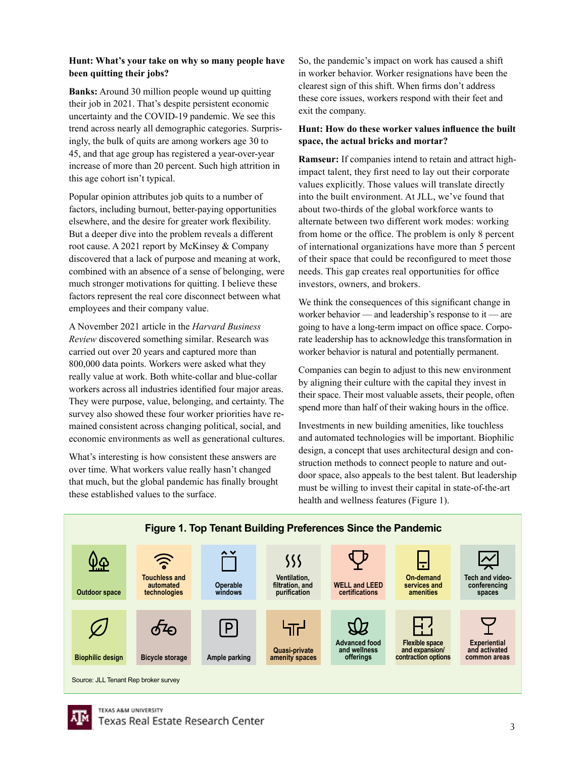**Hunt: What's your take on why so many people have been quitting their jobs?**

**Banks:** Around 30 million people wound up quitting their job in 2021. That's despite persistent economic uncertainty and the COVID-19 pandemic. We see this trend across nearly all demographic categories. Surprisingly, the bulk of quits are among workers age 30 to 45, and that age group has registered a year-over-year increase of more than 20 percent. Such high attrition in this age cohort isn't typical.

Popular opinion attributes job quits to a number of factors, including burnout, better-paying opportunities elsewhere, and the desire for greater work flexibility. But a deeper dive into the problem reveals a different root cause. A 2021 report by McKinsey & Company discovered that a lack of purpose and meaning at work, combined with an absence of a sense of belonging, were much stronger motivations for quitting. I believe these factors represent the real core disconnect between what employees and their company value.

A November 2021 article in the *Harvard Business Review* discovered something similar. Research was carried out over 20 years and captured more than 800,000 data points. Workers were asked what they really value at work. Both white-collar and blue-collar workers across all industries identified four major areas. They were purpose, value, belonging, and certainty. The survey also showed these four worker priorities have remained consistent across changing political, social, and economic environments as well as generational cultures.

What's interesting is how consistent these answers are over time. What workers value really hasn't changed that much, but the global pandemic has finally brought these established values to the surface.

So, the pandemic's impact on work has caused a shift in worker behavior. Worker resignations have been the clearest sign of this shift. When firms don't address these core issues, workers respond with their feet and exit the company.

**Hunt: How do these worker values influence the built space, the actual bricks and mortar?**

**Ramseur:** If companies intend to retain and attract high-impact talent, they first need to lay out their corporate values explicitly. Those values will translate directly into the built environment. At JLL, we've found that about two-thirds of the global workforce wants to alternate between two different work modes: working from home or the office. The problem is only 8 percent of international organizations have more than 5 percent of their space that could be reconfigured to meet those needs. This gap creates real opportunities for office investors, owners, and brokers.

We think the consequences of this significant change in worker behavior — and leadership's response to it — are going to have a long-term impact on office space. Corporate leadership has to acknowledge this transformation in worker behavior is natural and potentially permanent.

Companies can begin to adjust to this new environment by aligning their culture with the capital they invest in their space. Their most valuable assets, their people, often spend more than half of their waking hours in the office.

Investments in new building amenities, like touchless and automated technologies will be important. Biophilic design, a concept that uses architectural design and construction methods to connect people to nature and outdoor space, also appeals to the best talent. But leadership must be willing to invest their capital in state-of-the-art health and wellness features (Figure 1).

**Figure 1. Top Tenant Building Preferences Since the Pandemic**

Outdoor space
Touchless and automated technologies
Operable windows
Ventilation, filtration, and purification
WELL and LEED certifications
On-demand services and amenities
Tech and video-conferencing spaces
Biophilic design
Bicycle storage
Ample parking
Quasi-private amenity spaces
Advanced food and wellness offerings
Flexible space and expansion/contraction options
Experiential and activated common areas

Source: JLL Tenant Rep broker survey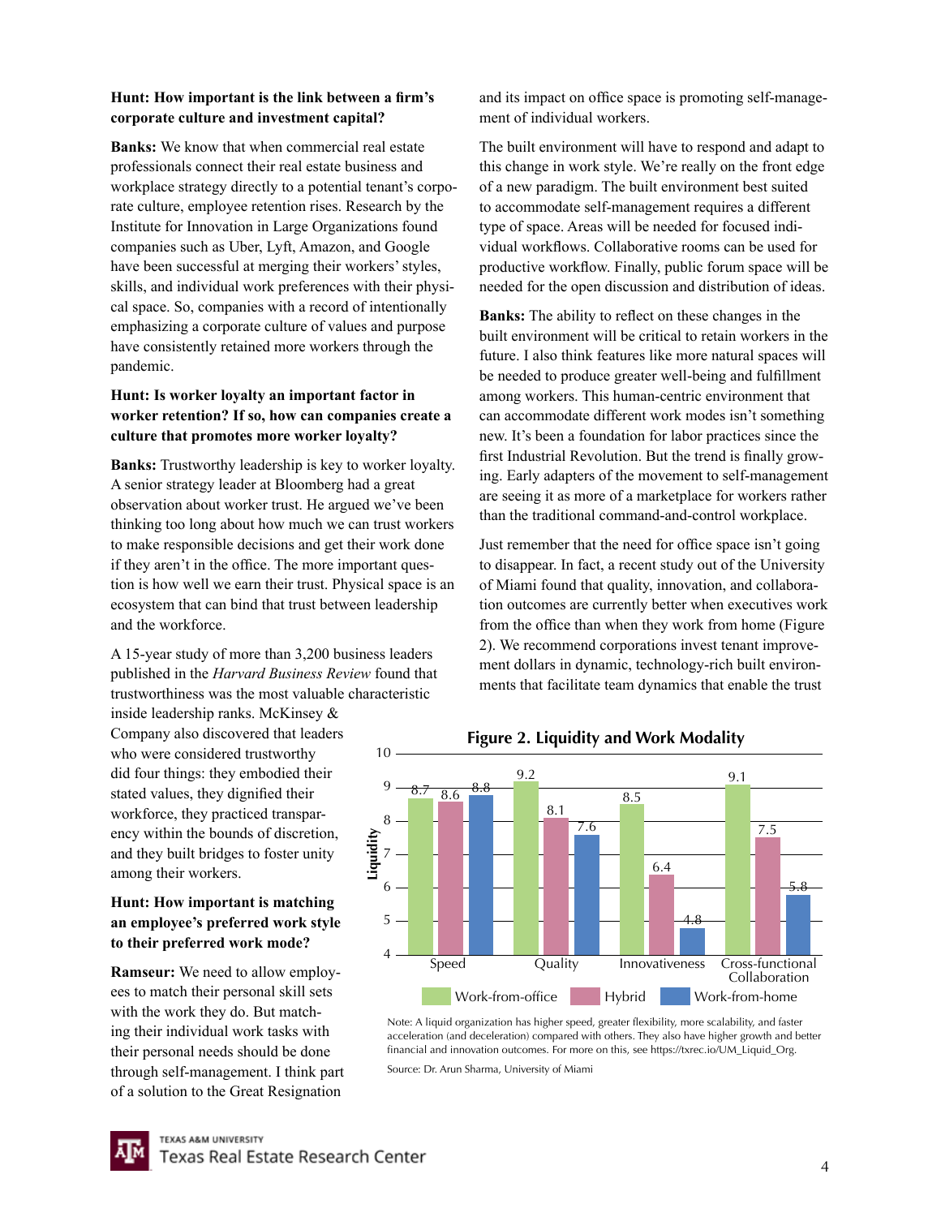**Hunt: How important is the link between a firm's corporate culture and investment capital?**

**Banks:** We know that when commercial real estate professionals connect their real estate business and workplace strategy directly to a potential tenant's corporate culture, employee retention rises. Research by the Institute for Innovation in Large Organizations found companies such as Uber, Lyft, Amazon, and Google have been successful at merging their workers' styles, skills, and individual work preferences with their physical space. So, companies with a record of intentionally emphasizing a corporate culture of values and purpose have consistently retained more workers through the pandemic.

**Hunt: Is worker loyalty an important factor in worker retention? If so, how can companies create a culture that promotes more worker loyalty?**

**Banks:** Trustworthy leadership is key to worker loyalty. A senior strategy leader at Bloomberg had a great observation about worker trust. He argued we've been thinking too long about how much we can trust workers to make responsible decisions and get their work done if they aren't in the office. The more important question is how well we earn their trust. Physical space is an ecosystem that can bind that trust between leadership and the workforce.

A 15-year study of more than 3,200 business leaders published in the *Harvard Business Review* found that trustworthiness was the most valuable characteristic inside leadership ranks. McKinsey & Company also discovered that leaders who were considered trustworthy did four things: they embodied their stated values, they dignified their workforce, they practiced transparency within the bounds of discretion, and they built bridges to foster unity among their workers.

**Hunt: How important is matching an employee's preferred work style to their preferred work mode?**

**Ramseur:** We need to allow employees to match their personal skill sets with the work they do. But matching their individual work tasks with their personal needs should be done through self-management. I think part of a solution to the Great Resignation and its impact on office space is promoting self-management of individual workers.

The built environment will have to respond and adapt to this change in work style. We're really on the front edge of a new paradigm. The built environment best suited to accommodate self-management requires a different type of space. Areas will be needed for focused individual workflows. Collaborative rooms can be used for productive workflow. Finally, public forum space will be needed for the open discussion and distribution of ideas.

**Banks:** The ability to reflect on these changes in the built environment will be critical to retain workers in the future. I also think features like more natural spaces will be needed to produce greater well-being and fulfillment among workers. This human-centric environment that can accommodate different work modes isn't something new. It's been a foundation for labor practices since the first Industrial Revolution. But the trend is finally growing. Early adapters of the movement to self-management are seeing it as more of a marketplace for workers rather than the traditional command-and-control workplace.

Just remember that the need for office space isn't going to disappear. In fact, a recent study out of the University of Miami found that quality, innovation, and collaboration outcomes are currently better when executives work from the office than when they work from home (Figure 2). We recommend corporations invest tenant improvement dollars in dynamic, technology-rich built environments that facilitate team dynamics that enable the trust

**Figure 2. Liquidity and Work Modality**

Liquidity

10
9
8
7
6
5
4

Speed: 8.7, 8.6, 8.8
Quality: 9.2, 8.1, 7.6
Innovativeness: 8.5, 6.4, 4.8
Cross-functional Collaboration: 9.1, 7.5, 5.8

Work-from-office | Hybrid | Work-from-home

Note: A liquid organization has higher speed, greater flexibility, more scalability, and faster acceleration (and deceleration) compared with others. They also have higher growth and better financial and innovation outcomes. For more on this, see https://txrec.io/UM_Liquid_Org.

Source: Dr. Arun Sharma, University of Miami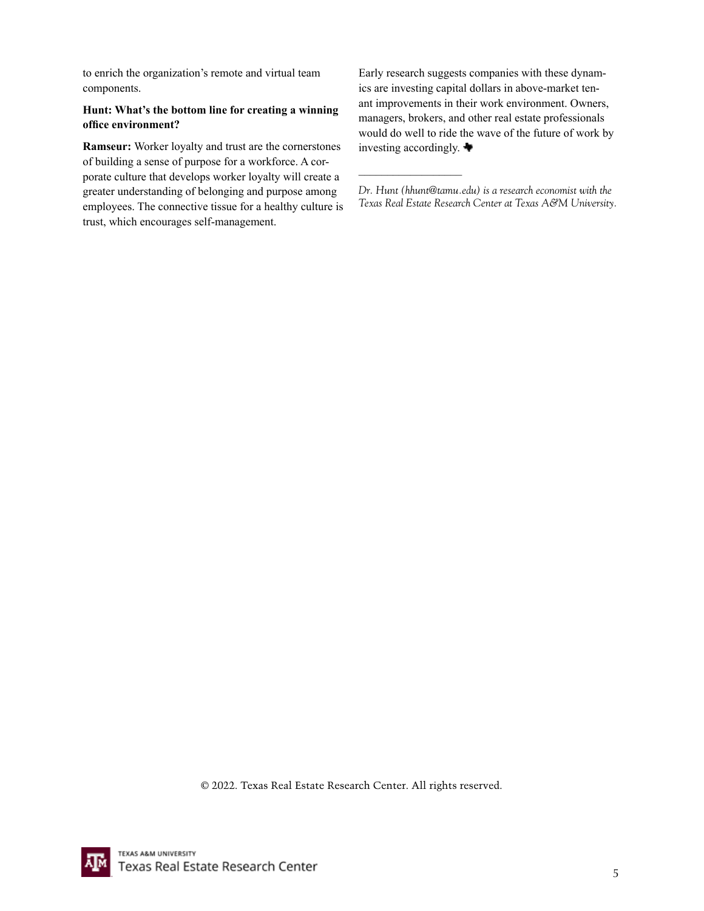to enrich the organization's remote and virtual team components.

**Hunt: What's the bottom line for creating a winning office environment?**

**Ramseur:** Worker loyalty and trust are the cornerstones of building a sense of purpose for a workforce. A corporate culture that develops worker loyalty will create a greater understanding of belonging and purpose among employees. The connective tissue for a healthy culture is trust, which encourages self-management.

Early research suggests companies with these dynamics are investing capital dollars in above-market tenant improvements in their work environment. Owners, managers, brokers, and other real estate professionals would do well to ride the wave of the future of work by investing accordingly.

---

*Dr. Hunt (hhunt@tamu.edu) is a research economist with the Texas Real Estate Research Center at Texas A&M University.*

© 2022. Texas Real Estate Research Center. All rights reserved.